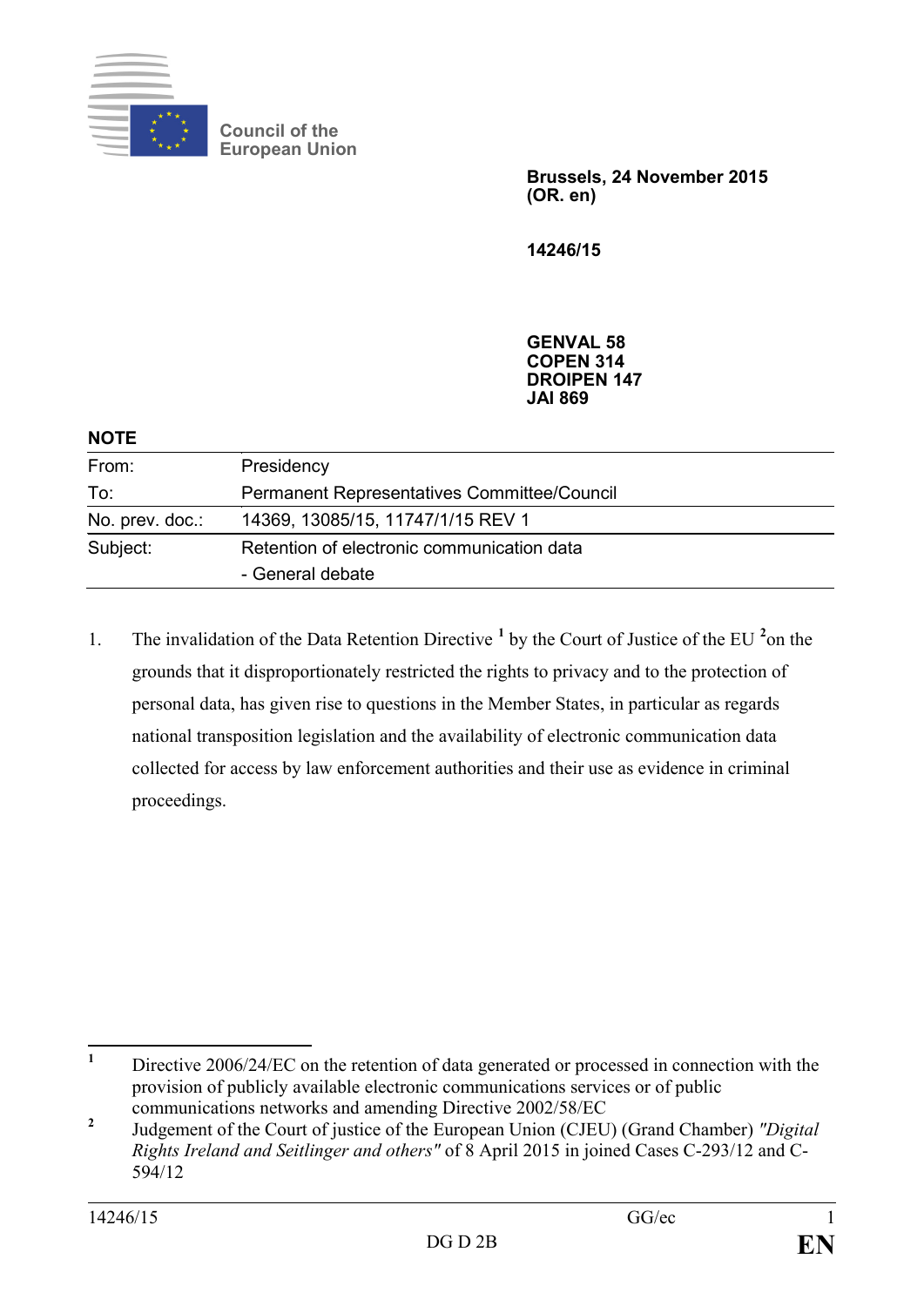Council of the European Union

**Brussels, 24 November 2015**
**(OR. en)**

**14246/15**

**GENVAL 58**
**COPEN 314**
**DROIPEN 147**
**JAI 869**

**NOTE**

| | |
|---|---|
| From: | Presidency |
| To: | Permanent Representatives Committee/Council |
| No. prev. doc.: | 14369, 13085/15, 11747/1/15 REV 1 |
| Subject: | Retention of electronic communication data<br>- General debate |

1. The invalidation of the Data Retention Directive [1] by the Court of Justice of the EU [2] on the grounds that it disproportionately restricted the rights to privacy and to the protection of personal data, has given rise to questions in the Member States, in particular as regards national transposition legislation and the availability of electronic communication data collected for access by law enforcement authorities and their use as evidence in criminal proceedings.

---

[1] Directive 2006/24/EC on the retention of data generated or processed in connection with the provision of publicly available electronic communications services or of public communications networks and amending Directive 2002/58/EC

[2] Judgement of the Court of justice of the European Union (CJEU) (Grand Chamber) *"Digital Rights Ireland and Seitlinger and others"* of 8 April 2015 in joined Cases C-293/12 and C-594/12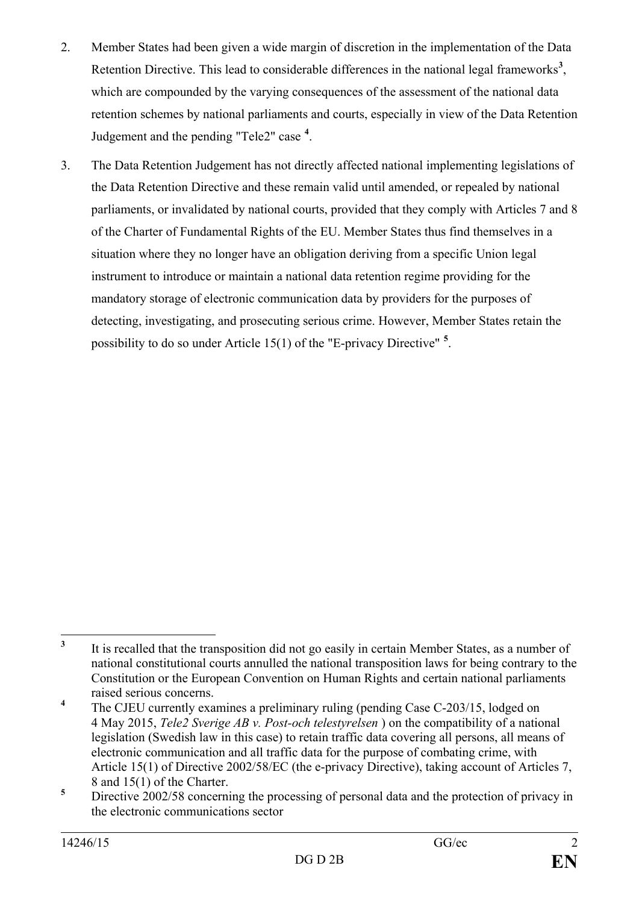2. Member States had been given a wide margin of discretion in the implementation of the Data Retention Directive. This lead to considerable differences in the national legal frameworks[3], which are compounded by the varying consequences of the assessment of the national data retention schemes by national parliaments and courts, especially in view of the Data Retention Judgement and the pending "Tele2" case [4].

3. The Data Retention Judgement has not directly affected national implementing legislations of the Data Retention Directive and these remain valid until amended, or repealed by national parliaments, or invalidated by national courts, provided that they comply with Articles 7 and 8 of the Charter of Fundamental Rights of the EU. Member States thus find themselves in a situation where they no longer have an obligation deriving from a specific Union legal instrument to introduce or maintain a national data retention regime providing for the mandatory storage of electronic communication data by providers for the purposes of detecting, investigating, and prosecuting serious crime. However, Member States retain the possibility to do so under Article 15(1) of the "E-privacy Directive" [5].

---

[3] It is recalled that the transposition did not go easily in certain Member States, as a number of national constitutional courts annulled the national transposition laws for being contrary to the Constitution or the European Convention on Human Rights and certain national parliaments raised serious concerns.

[4] The CJEU currently examines a preliminary ruling (pending Case C-203/15, lodged on 4 May 2015, *Tele2 Sverige AB v. Post-och telestyrelsen* ) on the compatibility of a national legislation (Swedish law in this case) to retain traffic data covering all persons, all means of electronic communication and all traffic data for the purpose of combating crime, with Article 15(1) of Directive 2002/58/EC (the e-privacy Directive), taking account of Articles 7, 8 and 15(1) of the Charter.

[5] Directive 2002/58 concerning the processing of personal data and the protection of privacy in the electronic communications sector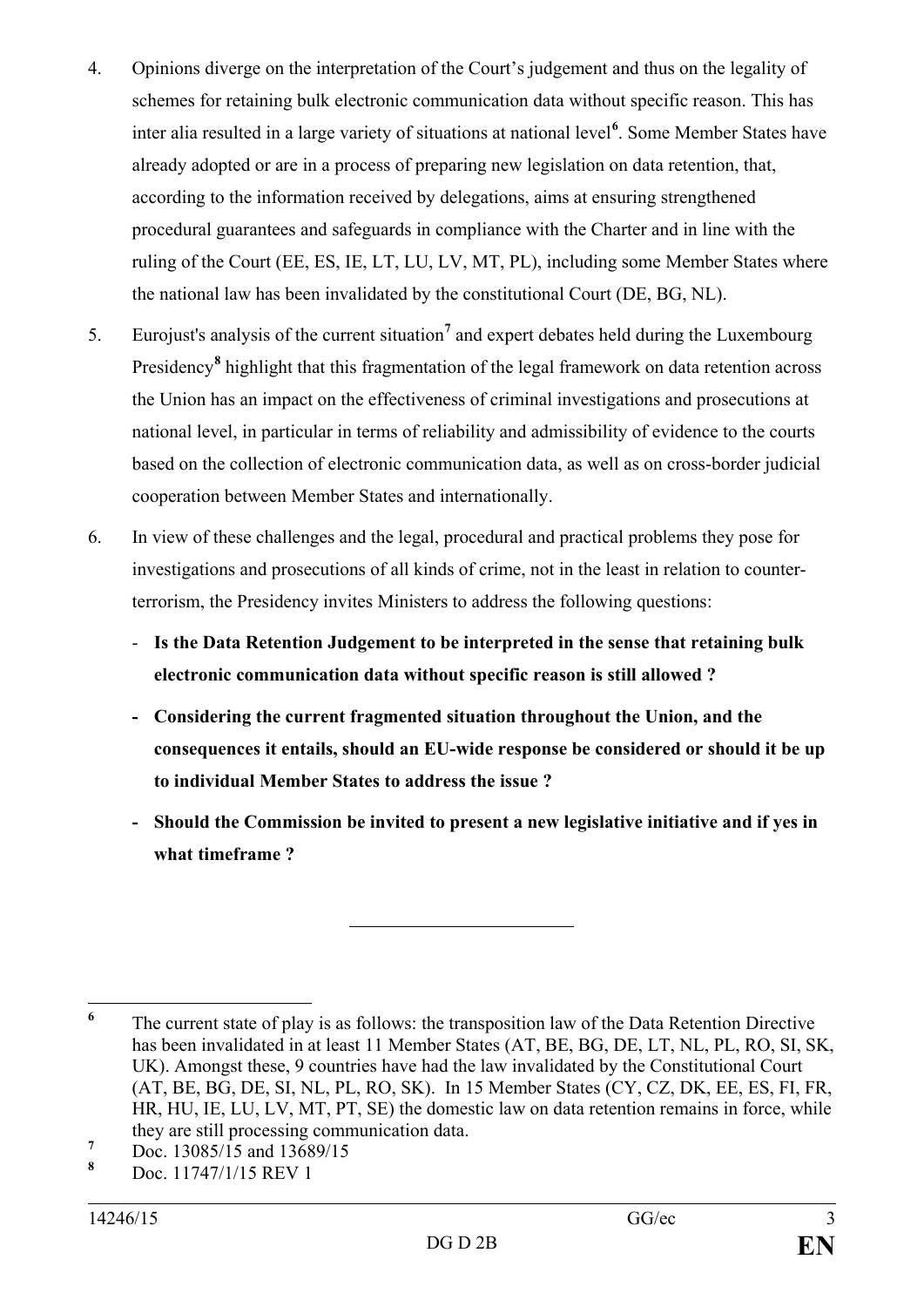4. Opinions diverge on the interpretation of the Court's judgement and thus on the legality of schemes for retaining bulk electronic communication data without specific reason. This has inter alia resulted in a large variety of situations at national level[6]. Some Member States have already adopted or are in a process of preparing new legislation on data retention, that, according to the information received by delegations, aims at ensuring strengthened procedural guarantees and safeguards in compliance with the Charter and in line with the ruling of the Court (EE, ES, IE, LT, LU, LV, MT, PL), including some Member States where the national law has been invalidated by the constitutional Court (DE, BG, NL).

5. Eurojust's analysis of the current situation[7] and expert debates held during the Luxembourg Presidency[8] highlight that this fragmentation of the legal framework on data retention across the Union has an impact on the effectiveness of criminal investigations and prosecutions at national level, in particular in terms of reliability and admissibility of evidence to the courts based on the collection of electronic communication data, as well as on cross-border judicial cooperation between Member States and internationally.

6. In view of these challenges and the legal, procedural and practical problems they pose for investigations and prosecutions of all kinds of crime, not in the least in relation to counter-terrorism, the Presidency invites Ministers to address the following questions:

   - **Is the Data Retention Judgement to be interpreted in the sense that retaining bulk electronic communication data without specific reason is still allowed ?**

   - **Considering the current fragmented situation throughout the Union, and the consequences it entails, should an EU-wide response be considered or should it be up to individual Member States to address the issue ?**

   - **Should the Commission be invited to present a new legislative initiative and if yes in what timeframe ?**

---

[6] The current state of play is as follows: the transposition law of the Data Retention Directive has been invalidated in at least 11 Member States (AT, BE, BG, DE, LT, NL, PL, RO, SI, SK, UK). Amongst these, 9 countries have had the law invalidated by the Constitutional Court (AT, BE, BG, DE, SI, NL, PL, RO, SK). In 15 Member States (CY, CZ, DK, EE, ES, FI, FR, HR, HU, IE, LU, LV, MT, PT, SE) the domestic law on data retention remains in force, while they are still processing communication data.

[7] Doc. 13085/15 and 13689/15

[8] Doc. 11747/1/15 REV 1